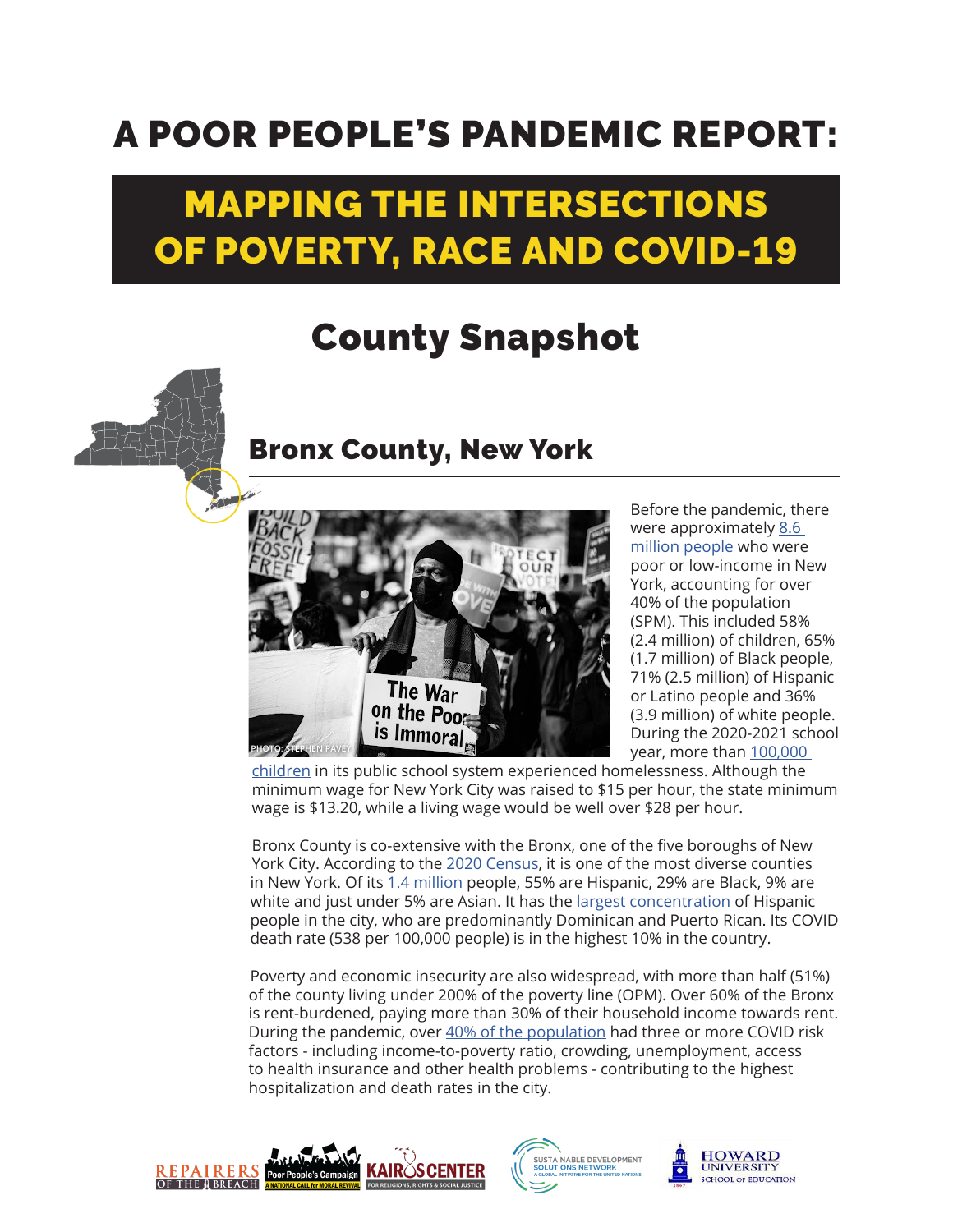# A POOR PEOPLE'S PANDEMIC REPORT:

## MAPPING THE INTERSECTIONS OF POVERTY, RACE AND COVID-19

## County Snapshot

### Bronx County, New York

PHOTO: STEPHEN PAVEY

Before the pandemic, there were approximately 8.6 million people who were poor or low-income in New York, accounting for over 40% of the population (SPM). This included 58% (2.4 million) of children, 65% (1.7 million) of Black people, 71% (2.5 million) of Hispanic or Latino people and 36% (3.9 million) of white people. During the 2020-2021 school year, more than 100,000 children in its public school system experienced homelessness. Although the minimum wage for New York City was raised to $15 per hour, the state minimum wage is $13.20, while a living wage would be well over $28 per hour.

Bronx County is co-extensive with the Bronx, one of the five boroughs of New York City. According to the 2020 Census, it is one of the most diverse counties in New York. Of its 1.4 million people, 55% are Hispanic, 29% are Black, 9% are white and just under 5% are Asian. It has the largest concentration of Hispanic people in the city, who are predominantly Dominican and Puerto Rican. Its COVID death rate (538 per 100,000 people) is in the highest 10% in the country.

Poverty and economic insecurity are also widespread, with more than half (51%) of the county living under 200% of the poverty line (OPM). Over 60% of the Bronx is rent-burdened, paying more than 30% of their household income towards rent. During the pandemic, over 40% of the population had three or more COVID risk factors - including income-to-poverty ratio, crowding, unemployment, access to health insurance and other health problems - contributing to the highest hospitalization and death rates in the city.

REPAIRERS OF THE BREACH | Poor People's Campaign: A National Call for Moral Revival | KAIROS CENTER FOR RELIGIONS, RIGHTS & SOCIAL JUSTICE | SUSTAINABLE DEVELOPMENT SOLUTIONS NETWORK: A GLOBAL INITIATIVE FOR THE UNITED NATIONS | HOWARD UNIVERSITY SCHOOL OF EDUCATION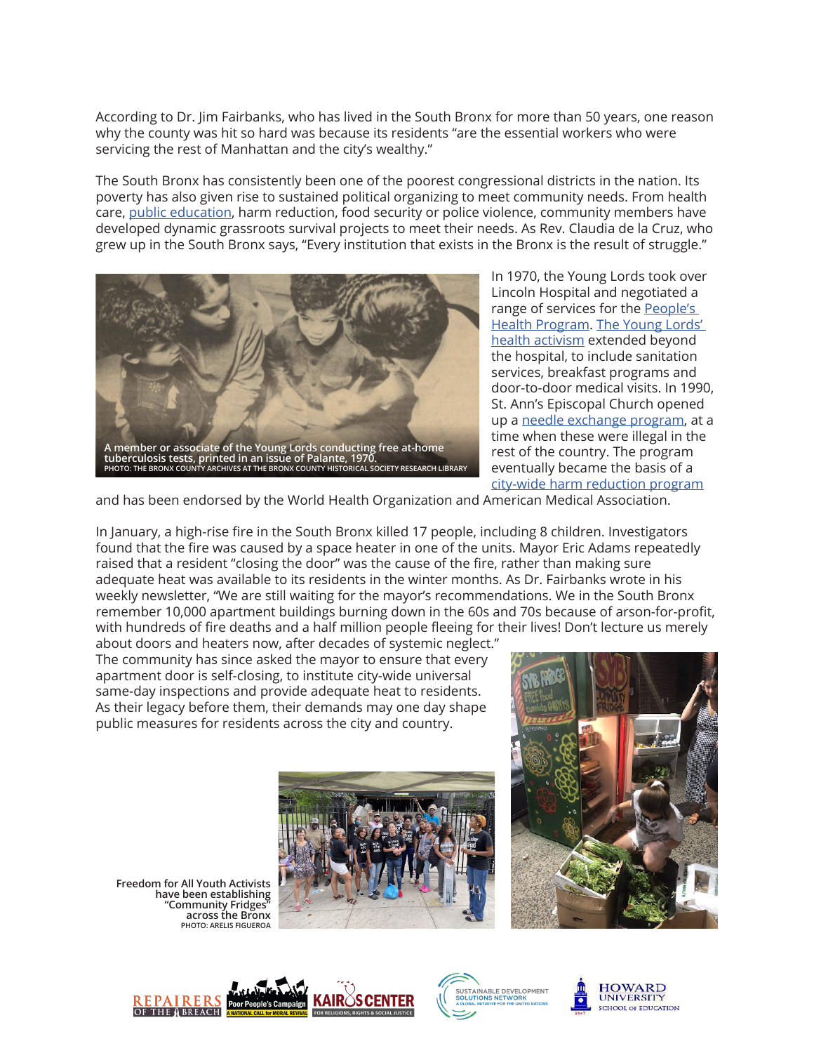According to Dr. Jim Fairbanks, who has lived in the South Bronx for more than 50 years, one reason why the county was hit so hard was because its residents "are the essential workers who were servicing the rest of Manhattan and the city's wealthy."

The South Bronx has consistently been one of the poorest congressional districts in the nation. Its poverty has also given rise to sustained political organizing to meet community needs. From health care, [public education](), harm reduction, food security or police violence, community members have developed dynamic grassroots survival projects to meet their needs. As Rev. Claudia de la Cruz, who grew up in the South Bronx says, "Every institution that exists in the Bronx is the result of struggle."

A member or associate of the Young Lords conducting free at-home tuberculosis tests, printed in an issue of Palante, 1970.
PHOTO: THE BRONX COUNTY ARCHIVES AT THE BRONX COUNTY HISTORICAL SOCIETY RESEARCH LIBRARY

In 1970, the Young Lords took over Lincoln Hospital and negotiated a range of services for the [People's Health Program](). [The Young Lords' health activism]() extended beyond the hospital, to include sanitation services, breakfast programs and door-to-door medical visits. In 1990, St. Ann's Episcopal Church opened up a [needle exchange program](), at a time when these were illegal in the rest of the country. The program eventually became the basis of a [city-wide harm reduction program]() and has been endorsed by the World Health Organization and American Medical Association.

In January, a high-rise fire in the South Bronx killed 17 people, including 8 children. Investigators found that the fire was caused by a space heater in one of the units. Mayor Eric Adams repeatedly raised that a resident "closing the door" was the cause of the fire, rather than making sure adequate heat was available to its residents in the winter months. As Dr. Fairbanks wrote in his weekly newsletter, "We are still waiting for the mayor's recommendations. We in the South Bronx remember 10,000 apartment buildings burning down in the 60s and 70s because of arson-for-profit, with hundreds of fire deaths and a half million people fleeing for their lives! Don't lecture us merely about doors and heaters now, after decades of systemic neglect."

The community has since asked the mayor to ensure that every apartment door is self-closing, to institute city-wide universal same-day inspections and provide adequate heat to residents. As their legacy before them, their demands may one day shape public measures for residents across the city and country.

Freedom for All Youth Activists have been establishing "Community Fridges" across the Bronx
PHOTO: ARELIS FIGUEROA